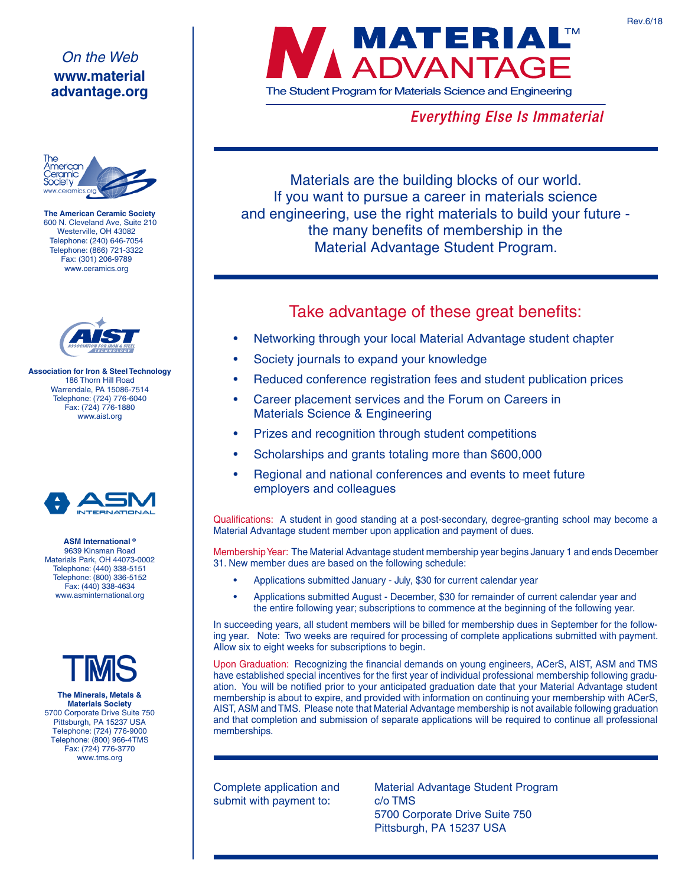Rev.6/18

# MATERIAL™ ADVANTAGE

The Student Program for Materials Science and Engineering

*Everything Else Is Immaterial*

*On the Web*
**www.material advantage.org**

**The American Ceramic Society**
600 N. Cleveland Ave, Suite 210
Westerville, OH 43082
Telephone: (240) 646-7054
Telephone: (866) 721-3322
Fax: (301) 206-9789
www.ceramics.org

**Association for Iron & Steel Technology**
186 Thorn Hill Road
Warrendale, PA 15086-7514
Telephone: (724) 776-6040
Fax: (724) 776-1880
www.aist.org

**ASM International ®**
9639 Kinsman Road
Materials Park, OH 44073-0002
Telephone: (440) 338-5151
Telephone: (800) 336-5152
Fax: (440) 338-4634
www.asminternational.org

**The Minerals, Metals & Materials Society**
5700 Corporate Drive Suite 750
Pittsburgh, PA 15237 USA
Telephone: (724) 776-9000
Telephone: (800) 966-4TMS
Fax: (724) 776-3770
www.tms.org

Materials are the building blocks of our world. If you want to pursue a career in materials science and engineering, use the right materials to build your future - the many benefits of membership in the Material Advantage Student Program.

## Take advantage of these great benefits:

- Networking through your local Material Advantage student chapter
- Society journals to expand your knowledge
- Reduced conference registration fees and student publication prices
- Career placement services and the Forum on Careers in Materials Science & Engineering
- Prizes and recognition through student competitions
- Scholarships and grants totaling more than $600,000
- Regional and national conferences and events to meet future employers and colleagues

Qualifications: A student in good standing at a post-secondary, degree-granting school may become a Material Advantage student member upon application and payment of dues.

Membership Year: The Material Advantage student membership year begins January 1 and ends December 31. New member dues are based on the following schedule:

- Applications submitted January - July, $30 for current calendar year
- Applications submitted August - December, $30 for remainder of current calendar year and the entire following year; subscriptions to commence at the beginning of the following year.

In succeeding years, all student members will be billed for membership dues in September for the following year. Note: Two weeks are required for processing of complete applications submitted with payment. Allow six to eight weeks for subscriptions to begin.

Upon Graduation: Recognizing the financial demands on young engineers, ACerS, AIST, ASM and TMS have established special incentives for the first year of individual professional membership following graduation. You will be notified prior to your anticipated graduation date that your Material Advantage student membership is about to expire, and provided with information on continuing your membership with ACerS, AIST, ASM and TMS. Please note that Material Advantage membership is not available following graduation and that completion and submission of separate applications will be required to continue all professional memberships.

Complete application and submit with payment to:

Material Advantage Student Program
c/o TMS
5700 Corporate Drive Suite 750
Pittsburgh, PA 15237 USA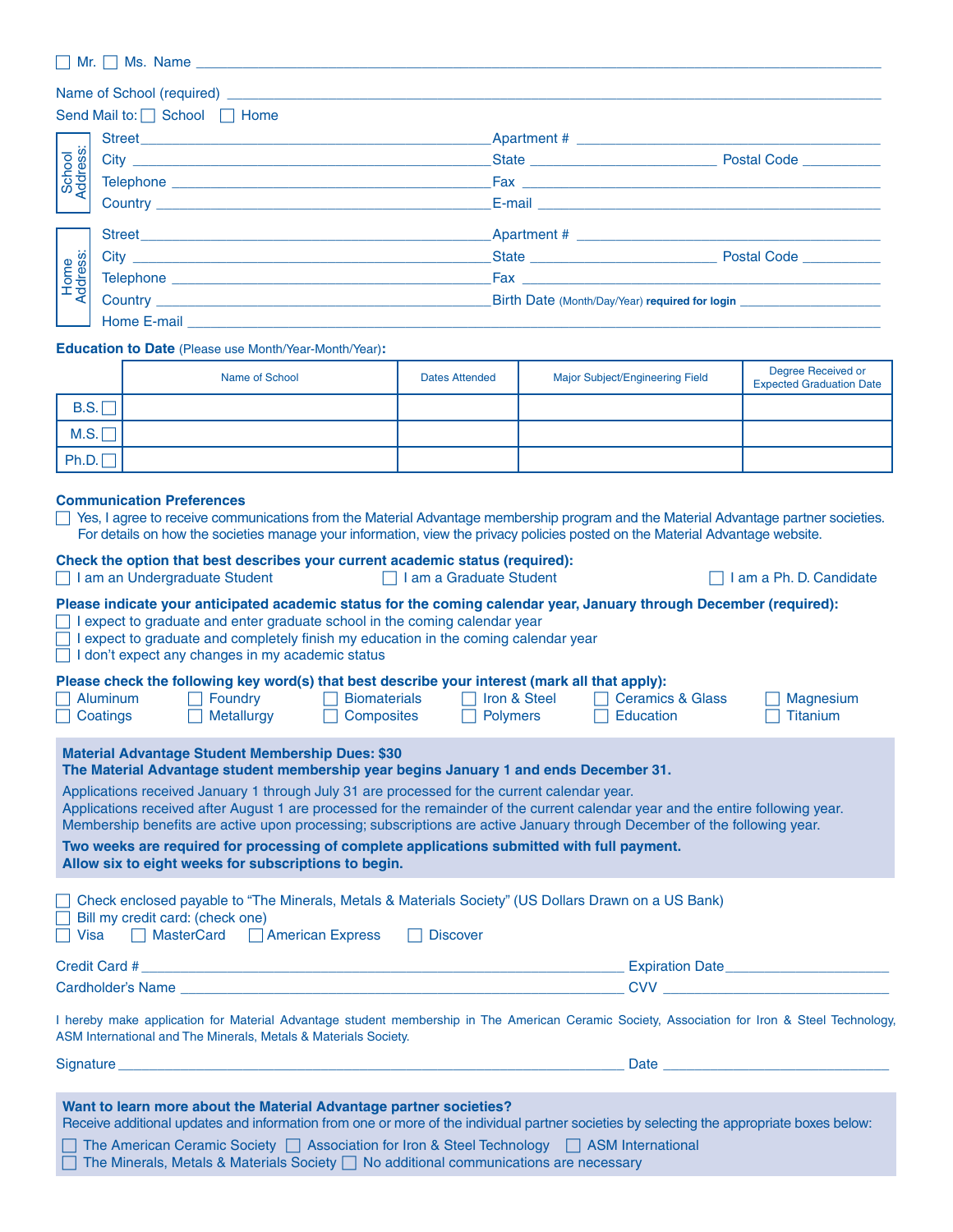☐ Mr. ☐ Ms. Name ______________________________________________

Name of School (required) ______________________________________________

Send Mail to: ☐ School ☐ Home

**School Address:**

Street ______________________________ Apartment # ______________________________

City ______________________________ State ______________ Postal Code __________

Telephone ______________________________ Fax ______________________________

Country ______________________________ E-mail ______________________________

**Home Address:**

Street ______________________________ Apartment # ______________________________

City ______________________________ State ______________ Postal Code __________

Telephone ______________________________ Fax ______________________________

Country ______________________________ Birth Date (Month/Day/Year) **required for login** ______________

Home E-mail ______________________________________________

**Education to Date** (Please use Month/Year-Month/Year)**:**

| | Name of School | Dates Attended | Major Subject/Engineering Field | Degree Received or Expected Graduation Date |
|---|---|---|---|---|
| B.S. ☐ | | | | |
| M.S. ☐ | | | | |
| Ph.D. ☐ | | | | |

**Communication Preferences**

☐ Yes, I agree to receive communications from the Material Advantage membership program and the Material Advantage partner societies. For details on how the societies manage your information, view the privacy policies posted on the Material Advantage website.

**Check the option that best describes your current academic status (required):**

☐ I am an Undergraduate Student ☐ I am a Graduate Student ☐ I am a Ph. D. Candidate

**Please indicate your anticipated academic status for the coming calendar year, January through December (required):**

☐ I expect to graduate and enter graduate school in the coming calendar year
☐ I expect to graduate and completely finish my education in the coming calendar year
☐ I don't expect any changes in my academic status

**Please check the following key word(s) that best describe your interest (mark all that apply):**

☐ Aluminum ☐ Foundry ☐ Biomaterials ☐ Iron & Steel ☐ Ceramics & Glass ☐ Magnesium
☐ Coatings ☐ Metallurgy ☐ Composites ☐ Polymers ☐ Education ☐ Titanium

**Material Advantage Student Membership Dues: $30**
**The Material Advantage student membership year begins January 1 and ends December 31.**

Applications received January 1 through July 31 are processed for the current calendar year.
Applications received after August 1 are processed for the remainder of the current calendar year and the entire following year.
Membership benefits are active upon processing; subscriptions are active January through December of the following year.

**Two weeks are required for processing of complete applications submitted with full payment.**
**Allow six to eight weeks for subscriptions to begin.**

☐ Check enclosed payable to "The Minerals, Metals & Materials Society" (US Dollars Drawn on a US Bank)
☐ Bill my credit card: (check one)
☐ Visa ☐ MasterCard ☐ American Express ☐ Discover

Credit Card # ______________________________ Expiration Date ______________

Cardholder's Name ______________________________ CVV ______________

I hereby make application for Material Advantage student membership in The American Ceramic Society, Association for Iron & Steel Technology, ASM International and The Minerals, Metals & Materials Society.

Signature ______________________________ Date ______________

**Want to learn more about the Material Advantage partner societies?**
Receive additional updates and information from one or more of the individual partner societies by selecting the appropriate boxes below:

☐ The American Ceramic Society ☐ Association for Iron & Steel Technology ☐ ASM International
☐ The Minerals, Metals & Materials Society ☐ No additional communications are necessary